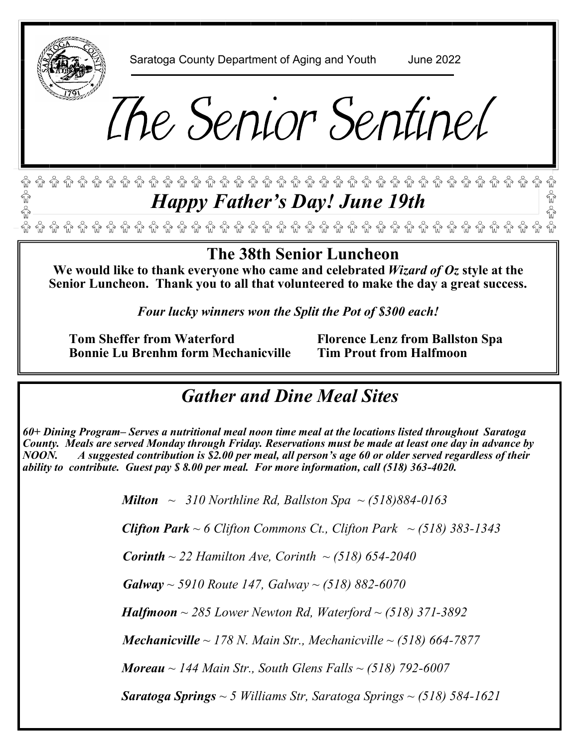Saratoga County Department of Aging and Youth June 2022

# The Senior Sentinel

## *Happy Father's Day! June 19th*

## The 38th Senior Luncheon

**We would like to thank everyone who came and celebrated *Wizard of Oz* style at the Senior Luncheon. Thank you to all that volunteered to make the day a great success.**

***Four lucky winners won the Split the Pot of $300 each!***

**Tom Sheffer from Waterford**
**Bonnie Lu Brenhm form Mechanicville**
**Florence Lenz from Ballston Spa**
**Tim Prout from Halfmoon**

## *Gather and Dine Meal Sites*

***60+ Dining Program– Serves a nutritional meal noon time meal at the locations listed throughout Saratoga County. Meals are served Monday through Friday. Reservations must be made at least one day in advance by NOON. A suggested contribution is $2.00 per meal, all person's age 60 or older served regardless of their ability to contribute. Guest pay $ 8.00 per meal. For more information, call (518) 363-4020.***

***Milton*** *~ 310 Northline Rd, Ballston Spa ~ (518)884-0163*

***Clifton Park*** *~ 6 Clifton Commons Ct., Clifton Park ~ (518) 383-1343*

***Corinth*** *~ 22 Hamilton Ave, Corinth ~ (518) 654-2040*

***Galway*** *~ 5910 Route 147, Galway ~ (518) 882-6070*

***Halfmoon*** *~ 285 Lower Newton Rd, Waterford ~ (518) 371-3892*

***Mechanicville*** *~ 178 N. Main Str., Mechanicville ~ (518) 664-7877*

***Moreau*** *~ 144 Main Str., South Glens Falls ~ (518) 792-6007*

***Saratoga Springs*** *~ 5 Williams Str, Saratoga Springs ~ (518) 584-1621*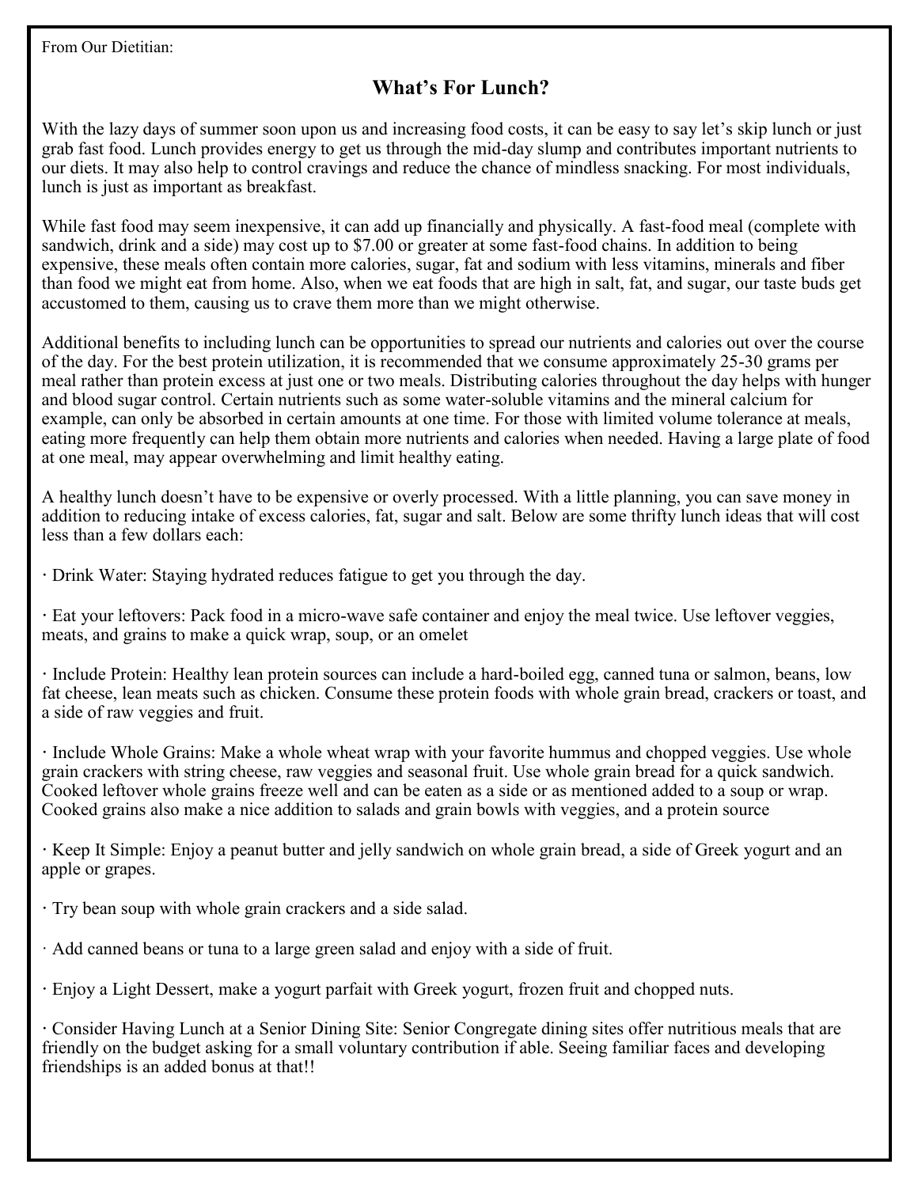From Our Dietitian:

## What's For Lunch?

With the lazy days of summer soon upon us and increasing food costs, it can be easy to say let's skip lunch or just grab fast food. Lunch provides energy to get us through the mid-day slump and contributes important nutrients to our diets. It may also help to control cravings and reduce the chance of mindless snacking. For most individuals, lunch is just as important as breakfast.

While fast food may seem inexpensive, it can add up financially and physically. A fast-food meal (complete with sandwich, drink and a side) may cost up to $7.00 or greater at some fast-food chains. In addition to being expensive, these meals often contain more calories, sugar, fat and sodium with less vitamins, minerals and fiber than food we might eat from home. Also, when we eat foods that are high in salt, fat, and sugar, our taste buds get accustomed to them, causing us to crave them more than we might otherwise.

Additional benefits to including lunch can be opportunities to spread our nutrients and calories out over the course of the day. For the best protein utilization, it is recommended that we consume approximately 25-30 grams per meal rather than protein excess at just one or two meals. Distributing calories throughout the day helps with hunger and blood sugar control. Certain nutrients such as some water-soluble vitamins and the mineral calcium for example, can only be absorbed in certain amounts at one time. For those with limited volume tolerance at meals, eating more frequently can help them obtain more nutrients and calories when needed. Having a large plate of food at one meal, may appear overwhelming and limit healthy eating.

A healthy lunch doesn't have to be expensive or overly processed. With a little planning, you can save money in addition to reducing intake of excess calories, fat, sugar and salt. Below are some thrifty lunch ideas that will cost less than a few dollars each:

- Drink Water: Staying hydrated reduces fatigue to get you through the day.
- Eat your leftovers: Pack food in a micro-wave safe container and enjoy the meal twice. Use leftover veggies, meats, and grains to make a quick wrap, soup, or an omelet
- Include Protein: Healthy lean protein sources can include a hard-boiled egg, canned tuna or salmon, beans, low fat cheese, lean meats such as chicken. Consume these protein foods with whole grain bread, crackers or toast, and a side of raw veggies and fruit.
- Include Whole Grains: Make a whole wheat wrap with your favorite hummus and chopped veggies. Use whole grain crackers with string cheese, raw veggies and seasonal fruit. Use whole grain bread for a quick sandwich. Cooked leftover whole grains freeze well and can be eaten as a side or as mentioned added to a soup or wrap. Cooked grains also make a nice addition to salads and grain bowls with veggies, and a protein source
- Keep It Simple: Enjoy a peanut butter and jelly sandwich on whole grain bread, a side of Greek yogurt and an apple or grapes.
- Try bean soup with whole grain crackers and a side salad.
- Add canned beans or tuna to a large green salad and enjoy with a side of fruit.
- Enjoy a Light Dessert, make a yogurt parfait with Greek yogurt, frozen fruit and chopped nuts.
- Consider Having Lunch at a Senior Dining Site: Senior Congregate dining sites offer nutritious meals that are friendly on the budget asking for a small voluntary contribution if able. Seeing familiar faces and developing friendships is an added bonus at that!!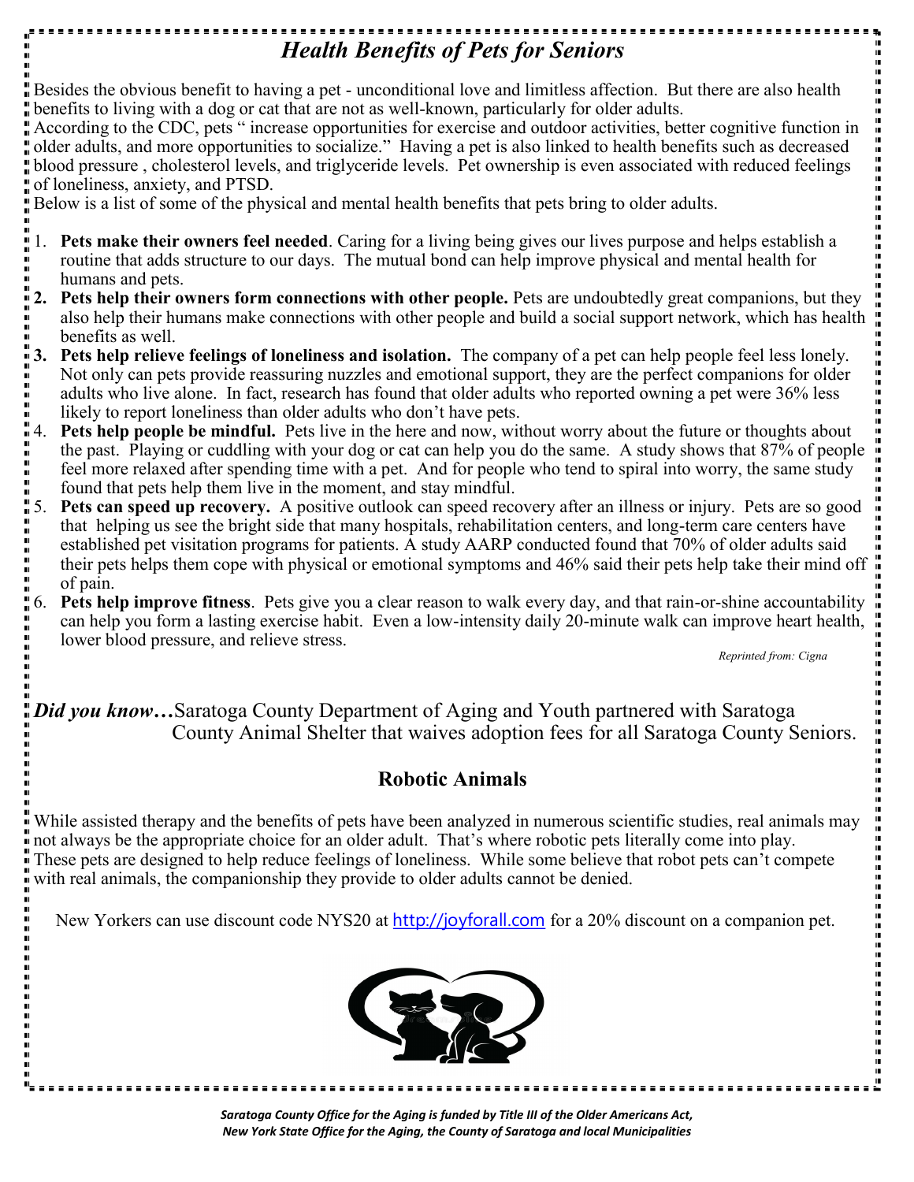# *Health Benefits of Pets for Seniors*

Besides the obvious benefit to having a pet - unconditional love and limitless affection. But there are also health benefits to living with a dog or cat that are not as well-known, particularly for older adults.

According to the CDC, pets " increase opportunities for exercise and outdoor activities, better cognitive function in older adults, and more opportunities to socialize." Having a pet is also linked to health benefits such as decreased blood pressure , cholesterol levels, and triglyceride levels. Pet ownership is even associated with reduced feelings of loneliness, anxiety, and PTSD.

Below is a list of some of the physical and mental health benefits that pets bring to older adults.

1. **Pets make their owners feel needed**. Caring for a living being gives our lives purpose and helps establish a routine that adds structure to our days. The mutual bond can help improve physical and mental health for humans and pets.
2. **Pets help their owners form connections with other people.** Pets are undoubtedly great companions, but they also help their humans make connections with other people and build a social support network, which has health benefits as well.
3. **Pets help relieve feelings of loneliness and isolation.** The company of a pet can help people feel less lonely. Not only can pets provide reassuring nuzzles and emotional support, they are the perfect companions for older adults who live alone. In fact, research has found that older adults who reported owning a pet were 36% less likely to report loneliness than older adults who don't have pets.
4. **Pets help people be mindful.** Pets live in the here and now, without worry about the future or thoughts about the past. Playing or cuddling with your dog or cat can help you do the same. A study shows that 87% of people feel more relaxed after spending time with a pet. And for people who tend to spiral into worry, the same study found that pets help them live in the moment, and stay mindful.
5. **Pets can speed up recovery.** A positive outlook can speed recovery after an illness or injury. Pets are so good that helping us see the bright side that many hospitals, rehabilitation centers, and long-term care centers have established pet visitation programs for patients. A study AARP conducted found that 70% of older adults said their pets helps them cope with physical or emotional symptoms and 46% said their pets help take their mind off of pain.
6. **Pets help improve fitness**. Pets give you a clear reason to walk every day, and that rain-or-shine accountability can help you form a lasting exercise habit. Even a low-intensity daily 20-minute walk can improve heart health, lower blood pressure, and relieve stress.

*Reprinted from: Cigna*

***Did you know…*** Saratoga County Department of Aging and Youth partnered with Saratoga County Animal Shelter that waives adoption fees for all Saratoga County Seniors.

## Robotic Animals

While assisted therapy and the benefits of pets have been analyzed in numerous scientific studies, real animals may not always be the appropriate choice for an older adult. That's where robotic pets literally come into play. These pets are designed to help reduce feelings of loneliness. While some believe that robot pets can't compete with real animals, the companionship they provide to older adults cannot be denied.

New Yorkers can use discount code NYS20 at http://joyforall.com for a 20% discount on a companion pet.

***Saratoga County Office for the Aging is funded by Title III of the Older Americans Act, New York State Office for the Aging, the County of Saratoga and local Municipalities***